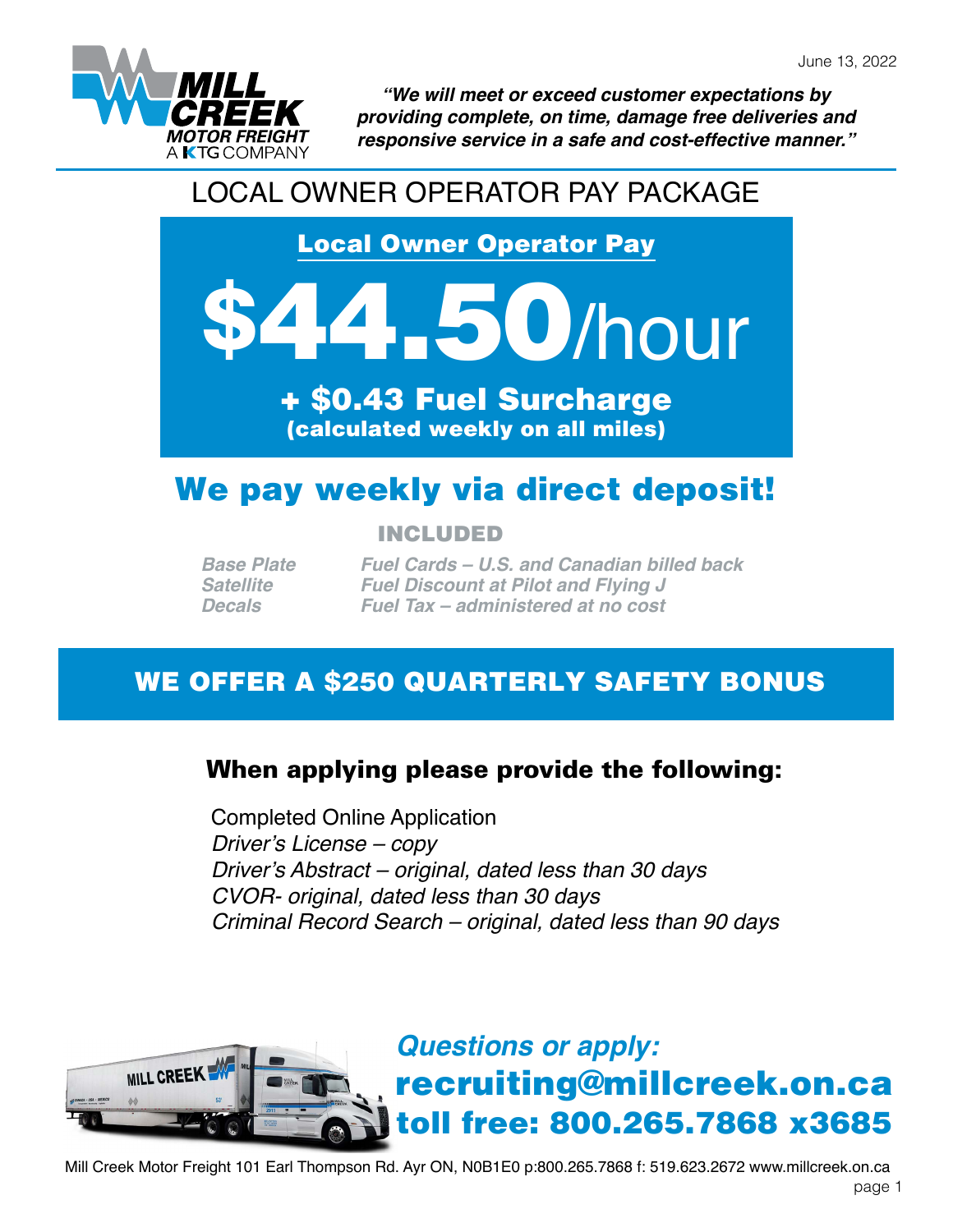June 13, 2022

***"We will meet or exceed customer expectations by providing complete, on time, damage free deliveries and responsive service in a safe and cost-effective manner."***

# LOCAL OWNER OPERATOR PAY PACKAGE

## Local Owner Operator Pay

# $44.50/hour

**+ $0.43 Fuel Surcharge**
**(calculated weekly on all miles)**

## We pay weekly via direct deposit!

### INCLUDED

| | |
|---|---|
| *Base Plate* | *Fuel Cards – U.S. and Canadian billed back* |
| *Satellite* | *Fuel Discount at Pilot and Flying J* |
| *Decals* | *Fuel Tax – administered at no cost* |

## WE OFFER A $250 QUARTERLY SAFETY BONUS

### When applying please provide the following:

Completed Online Application
*Driver's License – copy*
*Driver's Abstract – original, dated less than 30 days*
*CVOR- original, dated less than 30 days*
*Criminal Record Search – original, dated less than 90 days*

***Questions or apply:***
**recruiting@millcreek.on.ca**
**toll free: 800.265.7868 x3685**

Mill Creek Motor Freight 101 Earl Thompson Rd. Ayr ON, N0B1E0 p:800.265.7868 f: 519.623.2672 www.millcreek.on.ca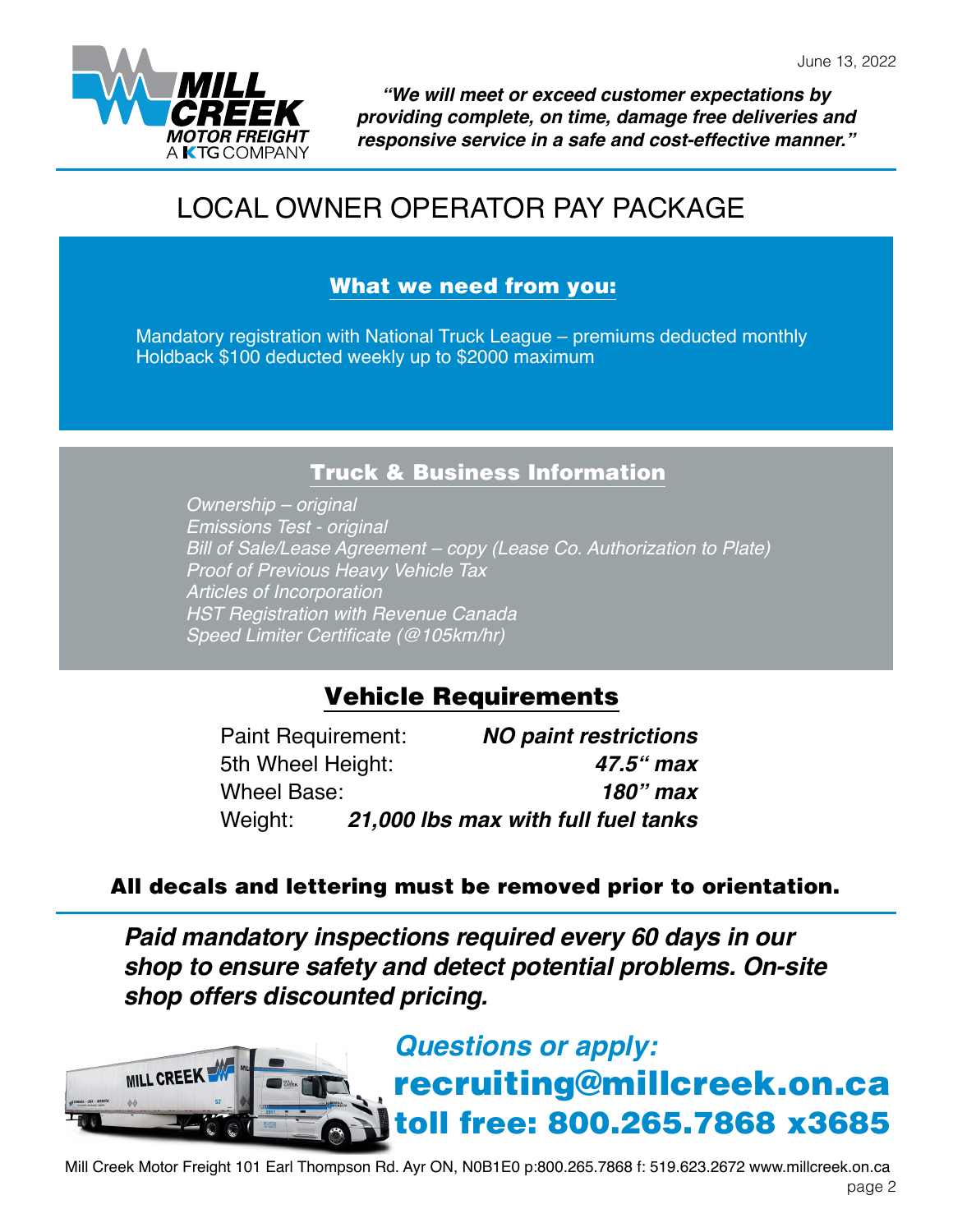June 13, 2022

***"We will meet or exceed customer expectations by providing complete, on time, damage free deliveries and responsive service in a safe and cost-effective manner."***

# LOCAL OWNER OPERATOR PAY PACKAGE

## What we need from you:

Mandatory registration with National Truck League – premiums deducted monthly
Holdback $100 deducted weekly up to $2000 maximum

## Truck & Business Information

*Ownership – original*
*Emissions Test - original*
*Bill of Sale/Lease Agreement – copy (Lease Co. Authorization to Plate)*
*Proof of Previous Heavy Vehicle Tax*
*Articles of Incorporation*
*HST Registration with Revenue Canada*
*Speed Limiter Certificate (@105km/hr)*

## Vehicle Requirements

| | |
|---|---|
| Paint Requirement: | ***NO paint restrictions*** |
| 5th Wheel Height: | ***47.5" max*** |
| Wheel Base: | ***180" max*** |
| Weight: | ***21,000 lbs max with full fuel tanks*** |

**All decals and lettering must be removed prior to orientation.**

***Paid mandatory inspections required every 60 days in our shop to ensure safety and detect potential problems. On-site shop offers discounted pricing.***

***Questions or apply:***
**recruiting@millcreek.on.ca**
**toll free: 800.265.7868 x3685**

Mill Creek Motor Freight 101 Earl Thompson Rd. Ayr ON, N0B1E0 p:800.265.7868 f: 519.623.2672 www.millcreek.on.ca